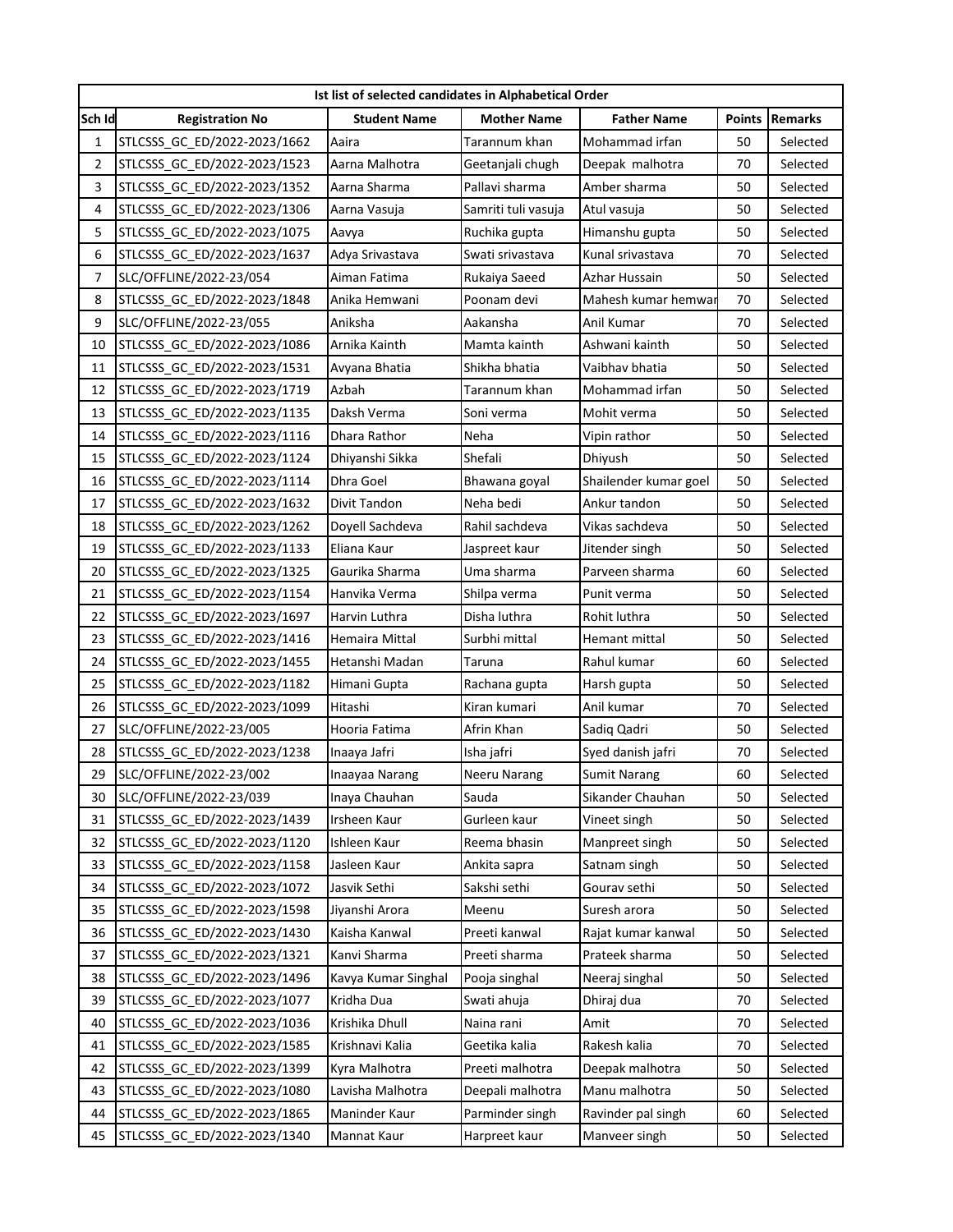| Ist list of selected candidates in Alphabetical Order | | | | | | |
|---|---|---|---|---|---|---|
| Sch Id | Registration No | Student Name | Mother Name | Father Name | Points | Remarks |
| 1 | STLCSSS_GC_ED/2022-2023/1662 | Aaira | Tarannum khan | Mohammad irfan | 50 | Selected |
| 2 | STLCSSS_GC_ED/2022-2023/1523 | Aarna Malhotra | Geetanjali chugh | Deepak malhotra | 70 | Selected |
| 3 | STLCSSS_GC_ED/2022-2023/1352 | Aarna Sharma | Pallavi sharma | Amber sharma | 50 | Selected |
| 4 | STLCSSS_GC_ED/2022-2023/1306 | Aarna Vasuja | Samriti tuli vasuja | Atul vasuja | 50 | Selected |
| 5 | STLCSSS_GC_ED/2022-2023/1075 | Aavya | Ruchika gupta | Himanshu gupta | 50 | Selected |
| 6 | STLCSSS_GC_ED/2022-2023/1637 | Adya Srivastava | Swati srivastava | Kunal srivastava | 70 | Selected |
| 7 | SLC/OFFLINE/2022-23/054 | Aiman Fatima | Rukaiya Saeed | Azhar Hussain | 50 | Selected |
| 8 | STLCSSS_GC_ED/2022-2023/1848 | Anika Hemwani | Poonam devi | Mahesh kumar hemwar | 70 | Selected |
| 9 | SLC/OFFLINE/2022-23/055 | Aniksha | Aakansha | Anil Kumar | 70 | Selected |
| 10 | STLCSSS_GC_ED/2022-2023/1086 | Arnika Kainth | Mamta kainth | Ashwani kainth | 50 | Selected |
| 11 | STLCSSS_GC_ED/2022-2023/1531 | Avyana Bhatia | Shikha bhatia | Vaibhav bhatia | 50 | Selected |
| 12 | STLCSSS_GC_ED/2022-2023/1719 | Azbah | Tarannum khan | Mohammad irfan | 50 | Selected |
| 13 | STLCSSS_GC_ED/2022-2023/1135 | Daksh Verma | Soni verma | Mohit verma | 50 | Selected |
| 14 | STLCSSS_GC_ED/2022-2023/1116 | Dhara Rathor | Neha | Vipin rathor | 50 | Selected |
| 15 | STLCSSS_GC_ED/2022-2023/1124 | Dhiyanshi Sikka | Shefali | Dhiyush | 50 | Selected |
| 16 | STLCSSS_GC_ED/2022-2023/1114 | Dhra Goel | Bhawana goyal | Shailender kumar goel | 50 | Selected |
| 17 | STLCSSS_GC_ED/2022-2023/1632 | Divit Tandon | Neha bedi | Ankur tandon | 50 | Selected |
| 18 | STLCSSS_GC_ED/2022-2023/1262 | Doyell Sachdeva | Rahil sachdeva | Vikas sachdeva | 50 | Selected |
| 19 | STLCSSS_GC_ED/2022-2023/1133 | Eliana Kaur | Jaspreet kaur | Jitender singh | 50 | Selected |
| 20 | STLCSSS_GC_ED/2022-2023/1325 | Gaurika Sharma | Uma sharma | Parveen sharma | 60 | Selected |
| 21 | STLCSSS_GC_ED/2022-2023/1154 | Hanvika Verma | Shilpa verma | Punit verma | 50 | Selected |
| 22 | STLCSSS_GC_ED/2022-2023/1697 | Harvin Luthra | Disha luthra | Rohit luthra | 50 | Selected |
| 23 | STLCSSS_GC_ED/2022-2023/1416 | Hemaira Mittal | Surbhi mittal | Hemant mittal | 50 | Selected |
| 24 | STLCSSS_GC_ED/2022-2023/1455 | Hetanshi Madan | Taruna | Rahul kumar | 60 | Selected |
| 25 | STLCSSS_GC_ED/2022-2023/1182 | Himani Gupta | Rachana gupta | Harsh gupta | 50 | Selected |
| 26 | STLCSSS_GC_ED/2022-2023/1099 | Hitashi | Kiran kumari | Anil kumar | 70 | Selected |
| 27 | SLC/OFFLINE/2022-23/005 | Hooria Fatima | Afrin Khan | Sadiq Qadri | 50 | Selected |
| 28 | STLCSSS_GC_ED/2022-2023/1238 | Inaaya Jafri | Isha jafri | Syed danish jafri | 70 | Selected |
| 29 | SLC/OFFLINE/2022-23/002 | Inaayaa Narang | Neeru Narang | Sumit Narang | 60 | Selected |
| 30 | SLC/OFFLINE/2022-23/039 | Inaya Chauhan | Sauda | Sikander Chauhan | 50 | Selected |
| 31 | STLCSSS_GC_ED/2022-2023/1439 | Irsheen Kaur | Gurleen kaur | Vineet singh | 50 | Selected |
| 32 | STLCSSS_GC_ED/2022-2023/1120 | Ishleen Kaur | Reema bhasin | Manpreet singh | 50 | Selected |
| 33 | STLCSSS_GC_ED/2022-2023/1158 | Jasleen Kaur | Ankita sapra | Satnam singh | 50 | Selected |
| 34 | STLCSSS_GC_ED/2022-2023/1072 | Jasvik Sethi | Sakshi sethi | Gourav sethi | 50 | Selected |
| 35 | STLCSSS_GC_ED/2022-2023/1598 | Jiyanshi Arora | Meenu | Suresh arora | 50 | Selected |
| 36 | STLCSSS_GC_ED/2022-2023/1430 | Kaisha Kanwal | Preeti kanwal | Rajat kumar kanwal | 50 | Selected |
| 37 | STLCSSS_GC_ED/2022-2023/1321 | Kanvi Sharma | Preeti sharma | Prateek sharma | 50 | Selected |
| 38 | STLCSSS_GC_ED/2022-2023/1496 | Kavya Kumar Singhal | Pooja singhal | Neeraj singhal | 50 | Selected |
| 39 | STLCSSS_GC_ED/2022-2023/1077 | Kridha Dua | Swati ahuja | Dhiraj dua | 70 | Selected |
| 40 | STLCSSS_GC_ED/2022-2023/1036 | Krishika Dhull | Naina rani | Amit | 70 | Selected |
| 41 | STLCSSS_GC_ED/2022-2023/1585 | Krishnavi Kalia | Geetika kalia | Rakesh kalia | 70 | Selected |
| 42 | STLCSSS_GC_ED/2022-2023/1399 | Kyra Malhotra | Preeti malhotra | Deepak malhotra | 50 | Selected |
| 43 | STLCSSS_GC_ED/2022-2023/1080 | Lavisha Malhotra | Deepali malhotra | Manu malhotra | 50 | Selected |
| 44 | STLCSSS_GC_ED/2022-2023/1865 | Maninder Kaur | Parminder singh | Ravinder pal singh | 60 | Selected |
| 45 | STLCSSS_GC_ED/2022-2023/1340 | Mannat Kaur | Harpreet kaur | Manveer singh | 50 | Selected |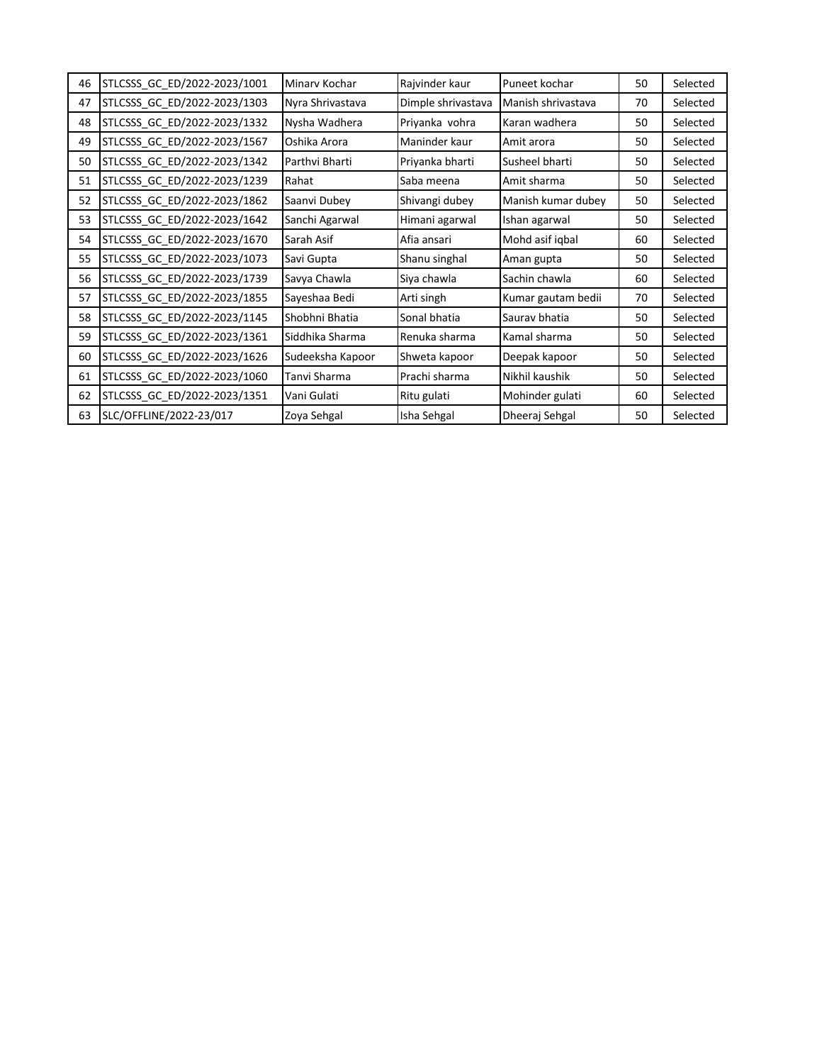| | | | | | | |
|---|---|---|---|---|---|---|
| 46 | STLCSSS_GC_ED/2022-2023/1001 | Minarv Kochar | Rajvinder kaur | Puneet kochar | 50 | Selected |
| 47 | STLCSSS_GC_ED/2022-2023/1303 | Nyra Shrivastava | Dimple shrivastava | Manish shrivastava | 70 | Selected |
| 48 | STLCSSS_GC_ED/2022-2023/1332 | Nysha Wadhera | Priyanka vohra | Karan wadhera | 50 | Selected |
| 49 | STLCSSS_GC_ED/2022-2023/1567 | Oshika Arora | Maninder kaur | Amit arora | 50 | Selected |
| 50 | STLCSSS_GC_ED/2022-2023/1342 | Parthvi Bharti | Priyanka bharti | Susheel bharti | 50 | Selected |
| 51 | STLCSSS_GC_ED/2022-2023/1239 | Rahat | Saba meena | Amit sharma | 50 | Selected |
| 52 | STLCSSS_GC_ED/2022-2023/1862 | Saanvi Dubey | Shivangi dubey | Manish kumar dubey | 50 | Selected |
| 53 | STLCSSS_GC_ED/2022-2023/1642 | Sanchi Agarwal | Himani agarwal | Ishan agarwal | 50 | Selected |
| 54 | STLCSSS_GC_ED/2022-2023/1670 | Sarah Asif | Afia ansari | Mohd asif iqbal | 60 | Selected |
| 55 | STLCSSS_GC_ED/2022-2023/1073 | Savi Gupta | Shanu singhal | Aman gupta | 50 | Selected |
| 56 | STLCSSS_GC_ED/2022-2023/1739 | Savya Chawla | Siya chawla | Sachin chawla | 60 | Selected |
| 57 | STLCSSS_GC_ED/2022-2023/1855 | Sayeshaa Bedi | Arti singh | Kumar gautam bedii | 70 | Selected |
| 58 | STLCSSS_GC_ED/2022-2023/1145 | Shobhni Bhatia | Sonal bhatia | Saurav bhatia | 50 | Selected |
| 59 | STLCSSS_GC_ED/2022-2023/1361 | Siddhika Sharma | Renuka sharma | Kamal sharma | 50 | Selected |
| 60 | STLCSSS_GC_ED/2022-2023/1626 | Sudeeksha Kapoor | Shweta kapoor | Deepak kapoor | 50 | Selected |
| 61 | STLCSSS_GC_ED/2022-2023/1060 | Tanvi Sharma | Prachi sharma | Nikhil kaushik | 50 | Selected |
| 62 | STLCSSS_GC_ED/2022-2023/1351 | Vani Gulati | Ritu gulati | Mohinder gulati | 60 | Selected |
| 63 | SLC/OFFLINE/2022-23/017 | Zoya Sehgal | Isha Sehgal | Dheeraj Sehgal | 50 | Selected |